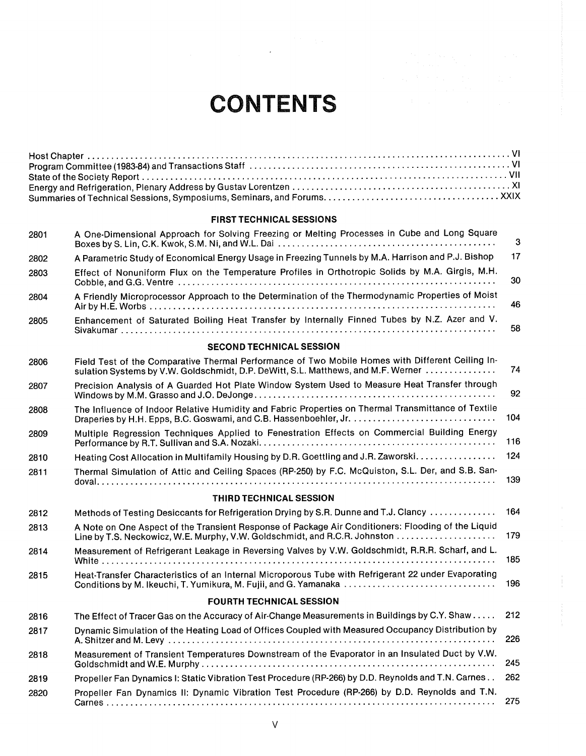# CONTENTS

Host Chapter . . . . . . . . . . . . . . . . . . . . . . . . . . . . . . . . . . . . . . . . . . . . . . . VI
Program Committee (1983-84) and Transactions Staff . . . . . . . . . . . . . . . . . . . . . . . . . . . VI
State of the Society Report . . . . . . . . . . . . . . . . . . . . . . . . . . . . . . . . . . . . . . . . VII
Energy and Refrigeration, Plenary Address by Gustav Lorentzen . . . . . . . . . . . . . . . . . . . . XI
Summaries of Technical Sessions, Symposiums, Seminars, and Forums . . . . . . . . . . . . . . . . . XXIX

## FIRST TECHNICAL SESSIONS

| | | |
|---|---|---|
| 2801 | A One-Dimensional Approach for Solving Freezing or Melting Processes in Cube and Long Square Boxes by S. Lin, C.K. Kwok, S.M. Ni, and W.L. Dai | 3 |
| 2802 | A Parametric Study of Economical Energy Usage in Freezing Tunnels by M.A. Harrison and P.J. Bishop | 17 |
| 2803 | Effect of Nonuniform Flux on the Temperature Profiles in Orthotropic Solids by M.A. Girgis, M.H. Cobble, and G.G. Ventre | 30 |
| 2804 | A Friendly Microprocessor Approach to the Determination of the Thermodynamic Properties of Moist Air by H.E. Worbs | 46 |
| 2805 | Enhancement of Saturated Boiling Heat Transfer by Internally Finned Tubes by N.Z. Azer and V. Sivakumar | 58 |

## SECOND TECHNICAL SESSION

| | | |
|---|---|---|
| 2806 | Field Test of the Comparative Thermal Performance of Two Mobile Homes with Different Ceiling Insulation Systems by V.W. Goldschmidt, D.P. DeWitt, S.L. Matthews, and M.F. Werner | 74 |
| 2807 | Precision Analysis of A Guarded Hot Plate Window System Used to Measure Heat Transfer through Windows by M.M. Grasso and J.O. DeJonge | 92 |
| 2808 | The Influence of Indoor Relative Humidity and Fabric Properties on Thermal Transmittance of Textile Draperies by H.H. Epps, B.C. Goswami, and C.B. Hassenboehler, Jr. | 104 |
| 2809 | Multiple Regression Techniques Applied to Fenestration Effects on Commercial Building Energy Performance by R.T. Sullivan and S.A. Nozaki | 116 |
| 2810 | Heating Cost Allocation in Multifamily Housing by D.R. Goettling and J.R. Zaworski | 124 |
| 2811 | Thermal Simulation of Attic and Ceiling Spaces (RP-250) by F.C. McQuiston, S.L. Der, and S.B. Sandoval | 139 |

## THIRD TECHNICAL SESSION

| | | |
|---|---|---|
| 2812 | Methods of Testing Desiccants for Refrigeration Drying by S.R. Dunne and T.J. Clancy | 164 |
| 2813 | A Note on One Aspect of the Transient Response of Package Air Conditioners: Flooding of the Liquid Line by T.S. Neckowicz, W.E. Murphy, V.W. Goldschmidt, and R.C.R. Johnston | 179 |
| 2814 | Measurement of Refrigerant Leakage in Reversing Valves by V.W. Goldschmidt, R.R.R. Scharf, and L. White | 185 |
| 2815 | Heat-Transfer Characteristics of an Internal Microporous Tube with Refrigerant 22 under Evaporating Conditions by M. Ikeuchi, T. Yumikura, M. Fujii, and G. Yamanaka | 196 |

## FOURTH TECHNICAL SESSION

| | | |
|---|---|---|
| 2816 | The Effect of Tracer Gas on the Accuracy of Air-Change Measurements in Buildings by C.Y. Shaw | 212 |
| 2817 | Dynamic Simulation of the Heating Load of Offices Coupled with Measured Occupancy Distribution by A. Shitzer and M. Levy | 226 |
| 2818 | Measurement of Transient Temperatures Downstream of the Evaporator in an Insulated Duct by V.W. Goldschmidt and W.E. Murphy | 245 |
| 2819 | Propeller Fan Dynamics I: Static Vibration Test Procedure (RP-266) by D.D. Reynolds and T.N. Carnes | 262 |
| 2820 | Propeller Fan Dynamics II: Dynamic Vibration Test Procedure (RP-266) by D.D. Reynolds and T.N. Carnes | 275 |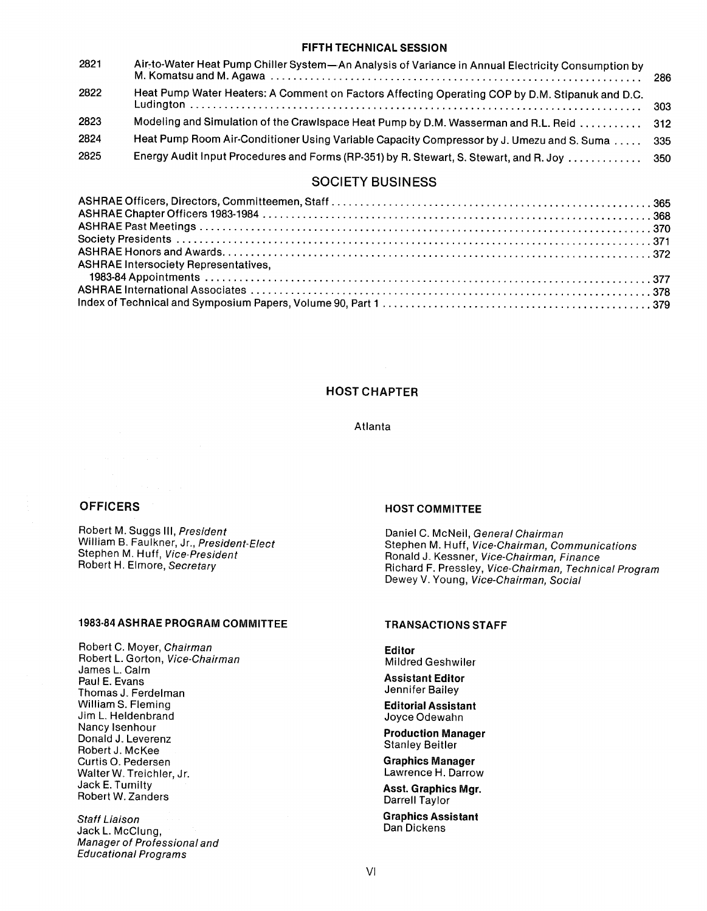### FIFTH TECHNICAL SESSION

| | | |
|---|---|---|
| 2821 | Air-to-Water Heat Pump Chiller System—An Analysis of Variance in Annual Electricity Consumption by M. Komatsu and M. Agawa | 286 |
| 2822 | Heat Pump Water Heaters: A Comment on Factors Affecting Operating COP by D.M. Stipanuk and D.C. Ludington | 303 |
| 2823 | Modeling and Simulation of the Crawlspace Heat Pump by D.M. Wasserman and R.L. Reid | 312 |
| 2824 | Heat Pump Room Air-Conditioner Using Variable Capacity Compressor by J. Umezu and S. Suma | 335 |
| 2825 | Energy Audit Input Procedures and Forms (RP-351) by R. Stewart, S. Stewart, and R. Joy | 350 |

## SOCIETY BUSINESS

| | |
|---|---|
| ASHRAE Officers, Directors, Committeemen, Staff | 365 |
| ASHRAE Chapter Officers 1983-1984 | 368 |
| ASHRAE Past Meetings | 370 |
| Society Presidents | 371 |
| ASHRAE Honors and Awards | 372 |
| ASHRAE Intersociety Representatives, 1983-84 Appointments | 377 |
| ASHRAE International Associates | 378 |
| Index of Technical and Symposium Papers, Volume 90, Part 1 | 379 |

### HOST CHAPTER

Atlanta

### OFFICERS

Robert M. Suggs III, *President*
William B. Faulkner, Jr., *President-Elect*
Stephen M. Huff, *Vice-President*
Robert H. Elmore, *Secretary*

### HOST COMMITTEE

Daniel C. McNeil, *General Chairman*
Stephen M. Huff, *Vice-Chairman, Communications*
Ronald J. Kessner, *Vice-Chairman, Finance*
Richard F. Pressley, *Vice-Chairman, Technical Program*
Dewey V. Young, *Vice-Chairman, Social*

### 1983-84 ASHRAE PROGRAM COMMITTEE

Robert C. Moyer, *Chairman*
Robert L. Gorton, *Vice-Chairman*
James L. Calm
Paul E. Evans
Thomas J. Ferdelman
William S. Fleming
Jim L. Heldenbrand
Nancy Isenhour
Donald J. Leverenz
Robert J. McKee
Curtis O. Pedersen
Walter W. Treichler, Jr.
Jack E. Tumilty
Robert W. Zanders

*Staff Liaison*
Jack L. McClung,
*Manager of Professional and Educational Programs*

### TRANSACTIONS STAFF

**Editor**
Mildred Geshwiler

**Assistant Editor**
Jennifer Bailey

**Editorial Assistant**
Joyce Odewahn

**Production Manager**
Stanley Beitler

**Graphics Manager**
Lawrence H. Darrow

**Asst. Graphics Mgr.**
Darrell Taylor

**Graphics Assistant**
Dan Dickens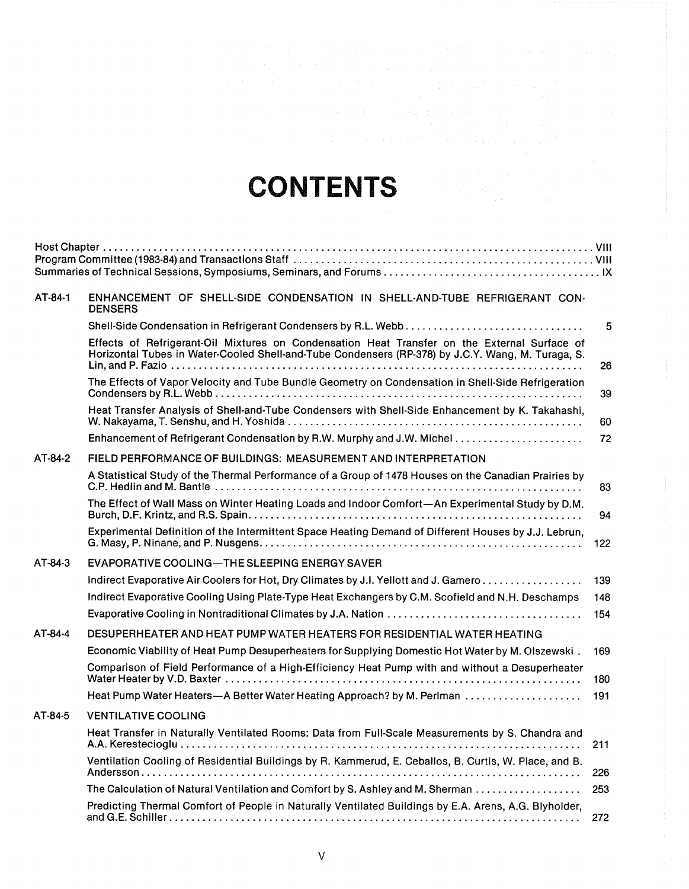# CONTENTS

Host Chapter .......... VIII
Program Committee (1983-84) and Transactions Staff .......... VIII
Summaries of Technical Sessions, Symposiums, Seminars, and Forums .......... IX

| | | |
|---|---|---|
| AT-84-1 | ENHANCEMENT OF SHELL-SIDE CONDENSATION IN SHELL-AND-TUBE REFRIGERANT CONDENSERS | |
| | Shell-Side Condensation in Refrigerant Condensers by R.L. Webb | 5 |
| | Effects of Refrigerant-Oil Mixtures on Condensation Heat Transfer on the External Surface of Horizontal Tubes in Water-Cooled Shell-and-Tube Condensers (RP-378) by J.C.Y. Wang, M. Turaga, S. Lin, and P. Fazio | 26 |
| | The Effects of Vapor Velocity and Tube Bundle Geometry on Condensation in Shell-Side Refrigeration Condensers by R.L. Webb | 39 |
| | Heat Transfer Analysis of Shell-and-Tube Condensers with Shell-Side Enhancement by K. Takahashi, W. Nakayama, T. Senshu, and H. Yoshida | 60 |
| | Enhancement of Refrigerant Condensation by R.W. Murphy and J.W. Michel | 72 |
| AT-84-2 | FIELD PERFORMANCE OF BUILDINGS: MEASUREMENT AND INTERPRETATION | |
| | A Statistical Study of the Thermal Performance of a Group of 1478 Houses on the Canadian Prairies by C.P. Hedlin and M. Bantle | 83 |
| | The Effect of Wall Mass on Winter Heating Loads and Indoor Comfort—An Experimental Study by D.M. Burch, D.F. Krintz, and R.S. Spain | 94 |
| | Experimental Definition of the Intermittent Space Heating Demand of Different Houses by J.J. Lebrun, G. Masy, P. Ninane, and P. Nusgens | 122 |
| AT-84-3 | EVAPORATIVE COOLING—THE SLEEPING ENERGY SAVER | |
| | Indirect Evaporative Air Coolers for Hot, Dry Climates by J.I. Yellott and J. Gamero | 139 |
| | Indirect Evaporative Cooling Using Plate-Type Heat Exchangers by C.M. Scofield and N.H. Deschamps | 148 |
| | Evaporative Cooling in Nontraditional Climates by J.A. Nation | 154 |
| AT-84-4 | DESUPERHEATER AND HEAT PUMP WATER HEATERS FOR RESIDENTIAL WATER HEATING | |
| | Economic Viability of Heat Pump Desuperheaters for Supplying Domestic Hot Water by M. Olszewski | 169 |
| | Comparison of Field Performance of a High-Efficiency Heat Pump with and without a Desuperheater Water Heater by V.D. Baxter | 180 |
| | Heat Pump Water Heaters—A Better Water Heating Approach? by M. Perlman | 191 |
| AT-84-5 | VENTILATIVE COOLING | |
| | Heat Transfer in Naturally Ventilated Rooms: Data from Full-Scale Measurements by S. Chandra and A.A. Kerestecioglu | 211 |
| | Ventilation Cooling of Residential Buildings by R. Kammerud, E. Ceballos, B. Curtis, W. Place, and B. Andersson | 226 |
| | The Calculation of Natural Ventilation and Comfort by S. Ashley and M. Sherman | 253 |
| | Predicting Thermal Comfort of People in Naturally Ventilated Buildings by E.A. Arens, A.G. Blyholder, and G.E. Schiller | 272 |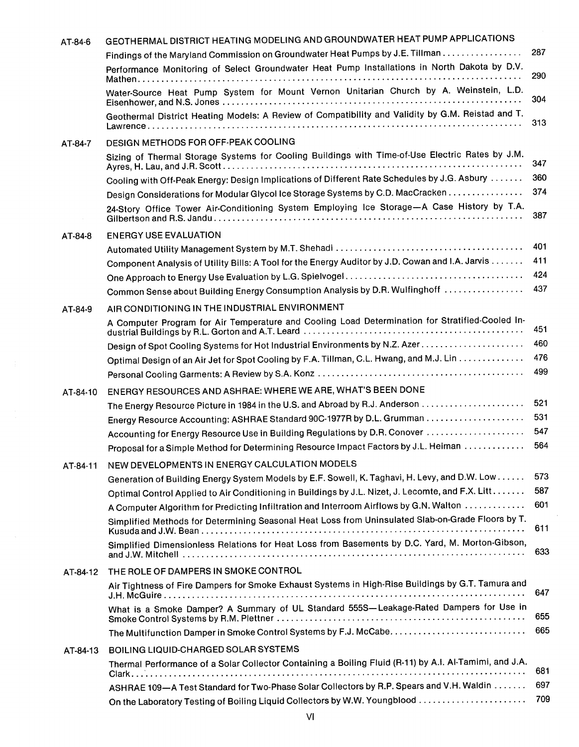**AT-84-6 GEOTHERMAL DISTRICT HEATING MODELING AND GROUNDWATER HEAT PUMP APPLICATIONS**

- Findings of the Maryland Commission on Groundwater Heat Pumps by J.E. Tillman ................. 287
- Performance Monitoring of Select Groundwater Heat Pump Installations in North Dakota by D.V. Mathen ................. 290
- Water-Source Heat Pump System for Mount Vernon Unitarian Church by A. Weinstein, L.D. Eisenhower, and N.S. Jones ................. 304
- Geothermal District Heating Models: A Review of Compatibility and Validity by G.M. Reistad and T. Lawrence ................. 313

**AT-84-7 DESIGN METHODS FOR OFF-PEAK COOLING**

- Sizing of Thermal Storage Systems for Cooling Buildings with Time-of-Use Electric Rates by J.M. Ayres, H. Lau, and J.R. Scott ................. 347
- Cooling with Off-Peak Energy: Design Implications of Different Rate Schedules by J.G. Asbury ....... 360
- Design Considerations for Modular Glycol Ice Storage Systems by C.D. MacCracken ................. 374
- 24-Story Office Tower Air-Conditioning System Employing Ice Storage—A Case History by T.A. Gilbertson and R.S. Jandu ................. 387

**AT-84-8 ENERGY USE EVALUATION**

- Automated Utility Management System by M.T. Shehadi ................. 401
- Component Analysis of Utility Bills: A Tool for the Energy Auditor by J.D. Cowan and I.A. Jarvis ....... 411
- One Approach to Energy Use Evaluation by L.G. Spielvogel ................. 424
- Common Sense about Building Energy Consumption Analysis by D.R. Wulfinghoff ................. 437

**AT-84-9 AIR CONDITIONING IN THE INDUSTRIAL ENVIRONMENT**

- A Computer Program for Air Temperature and Cooling Load Determination for Stratified-Cooled Industrial Buildings by R.L. Gorton and A.T. Leard ................. 451
- Design of Spot Cooling Systems for Hot Industrial Environments by N.Z. Azer ................. 460
- Optimal Design of an Air Jet for Spot Cooling by F.A. Tillman, C.L. Hwang, and M.J. Lin ................. 476
- Personal Cooling Garments: A Review by S.A. Konz ................. 499

**AT-84-10 ENERGY RESOURCES AND ASHRAE: WHERE WE ARE, WHAT'S BEEN DONE**

- The Energy Resource Picture in 1984 in the U.S. and Abroad by R.J. Anderson ................. 521
- Energy Resource Accounting: ASHRAE Standard 90C-1977R by D.L. Grumman ................. 531
- Accounting for Energy Resource Use in Building Regulations by D.R. Conover ................. 547
- Proposal for a Simple Method for Determining Resource Impact Factors by J.L. Heiman ................. 564

**AT-84-11 NEW DEVELOPMENTS IN ENERGY CALCULATION MODELS**

- Generation of Building Energy System Models by E.F. Sowell, K. Taghavi, H. Levy, and D.W. Low ...... 573
- Optimal Control Applied to Air Conditioning in Buildings by J.L. Nizet, J. Lecomte, and F.X. Litt ....... 587
- A Computer Algorithm for Predicting Infiltration and Interroom Airflows by G.N. Walton ................. 601
- Simplified Methods for Determining Seasonal Heat Loss from Uninsulated Slab-on-Grade Floors by T. Kusuda and J.W. Bean ................. 611
- Simplified Dimensionless Relations for Heat Loss from Basements by D.C. Yard, M. Morton-Gibson, and J.W. Mitchell ................. 633

**AT-84-12 THE ROLE OF DAMPERS IN SMOKE CONTROL**

- Air Tightness of Fire Dampers for Smoke Exhaust Systems in High-Rise Buildings by G.T. Tamura and J.H. McGuire ................. 647
- What is a Smoke Damper? A Summary of UL Standard 555S—Leakage-Rated Dampers for Use in Smoke Control Systems by R.M. Plettner ................. 655
- The Multifunction Damper in Smoke Control Systems by F.J. McCabe ................. 665

**AT-84-13 BOILING LIQUID-CHARGED SOLAR SYSTEMS**

- Thermal Performance of a Solar Collector Containing a Boiling Fluid (R-11) by A.I. Al-Tamimi, and J.A. Clark ................. 681
- ASHRAE 109—A Test Standard for Two-Phase Solar Collectors by R.P. Spears and V.H. Waldin ....... 697
- On the Laboratory Testing of Boiling Liquid Collectors by W.W. Youngblood ................. 709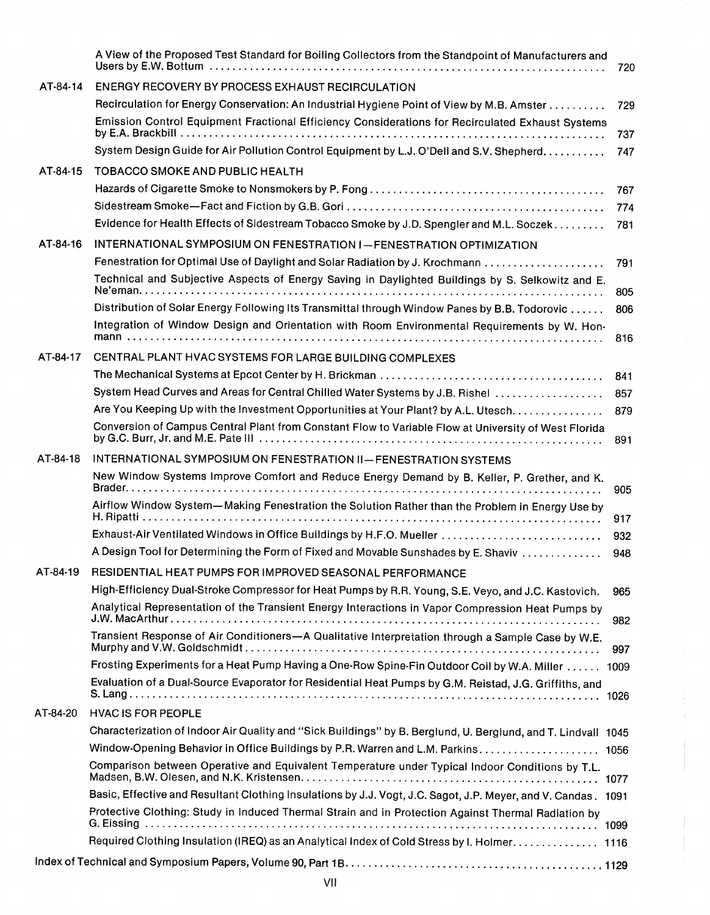A View of the Proposed Test Standard for Boiling Collectors from the Standpoint of Manufacturers and Users by E.W. Bottum ........ 720

**AT-84-14 ENERGY RECOVERY BY PROCESS EXHAUST RECIRCULATION**

Recirculation for Energy Conservation: An Industrial Hygiene Point of View by M.B. Amster ........ 729

Emission Control Equipment Fractional Efficiency Considerations for Recirculated Exhaust Systems by E.A. Brackbill ........ 737

System Design Guide for Air Pollution Control Equipment by L.J. O'Dell and S.V. Shepherd ........ 747

**AT-84-15 TOBACCO SMOKE AND PUBLIC HEALTH**

Hazards of Cigarette Smoke to Nonsmokers by P. Fong ........ 767

Sidestream Smoke—Fact and Fiction by G.B. Gori ........ 774

Evidence for Health Effects of Sidestream Tobacco Smoke by J.D. Spengler and M.L. Soczek ........ 781

**AT-84-16 INTERNATIONAL SYMPOSIUM ON FENESTRATION I—FENESTRATION OPTIMIZATION**

Fenestration for Optimal Use of Daylight and Solar Radiation by J. Krochmann ........ 791

Technical and Subjective Aspects of Energy Saving in Daylighted Buildings by S. Selkowitz and E. Ne'eman ........ 805

Distribution of Solar Energy Following Its Transmittal through Window Panes by B.B. Todorovic ........ 806

Integration of Window Design and Orientation with Room Environmental Requirements by W. Honmann ........ 816

**AT-84-17 CENTRAL PLANT HVAC SYSTEMS FOR LARGE BUILDING COMPLEXES**

The Mechanical Systems at Epcot Center by H. Brickman ........ 841

System Head Curves and Areas for Central Chilled Water Systems by J.B. Rishel ........ 857

Are You Keeping Up with the Investment Opportunities at Your Plant? by A.L. Utesch ........ 879

Conversion of Campus Central Plant from Constant Flow to Variable Flow at University of West Florida by G.C. Burr, Jr. and M.E. Pate III ........ 891

**AT-84-18 INTERNATIONAL SYMPOSIUM ON FENESTRATION II—FENESTRATION SYSTEMS**

New Window Systems Improve Comfort and Reduce Energy Demand by B. Keller, P. Grether, and K. Brader ........ 905

Airflow Window System—Making Fenestration the Solution Rather than the Problem in Energy Use by H. Ripatti ........ 917

Exhaust-Air Ventilated Windows in Office Buildings by H.F.O. Mueller ........ 932

A Design Tool for Determining the Form of Fixed and Movable Sunshades by E. Shaviv ........ 948

**AT-84-19 RESIDENTIAL HEAT PUMPS FOR IMPROVED SEASONAL PERFORMANCE**

High-Efficiency Dual-Stroke Compressor for Heat Pumps by R.R. Young, S.E. Veyo, and J.C. Kastovich. 965

Analytical Representation of the Transient Energy Interactions in Vapor Compression Heat Pumps by J.W. MacArthur ........ 982

Transient Response of Air Conditioners—A Qualitative Interpretation through a Sample Case by W.E. Murphy and V.W. Goldschmidt ........ 997

Frosting Experiments for a Heat Pump Having a One-Row Spine-Fin Outdoor Coil by W.A. Miller ........ 1009

Evaluation of a Dual-Source Evaporator for Residential Heat Pumps by G.M. Reistad, J.G. Griffiths, and S. Lang ........ 1026

**AT-84-20 HVAC IS FOR PEOPLE**

Characterization of Indoor Air Quality and "Sick Buildings" by B. Berglund, U. Berglund, and T. Lindvall 1045

Window-Opening Behavior in Office Buildings by P.R. Warren and L.M. Parkins ........ 1056

Comparison between Operative and Equivalent Temperature under Typical Indoor Conditions by T.L. Madsen, B.W. Olesen, and N.K. Kristensen ........ 1077

Basic, Effective and Resultant Clothing Insulations by J.J. Vogt, J.C. Sagot, J.P. Meyer, and V. Candas. 1091

Protective Clothing: Study in Induced Thermal Strain and in Protection Against Thermal Radiation by G. Eissing ........ 1099

Required Clothing Insulation (IREQ) as an Analytical Index of Cold Stress by I. Holmer ........ 1116

Index of Technical and Symposium Papers, Volume 90, Part 1B ........ 1129